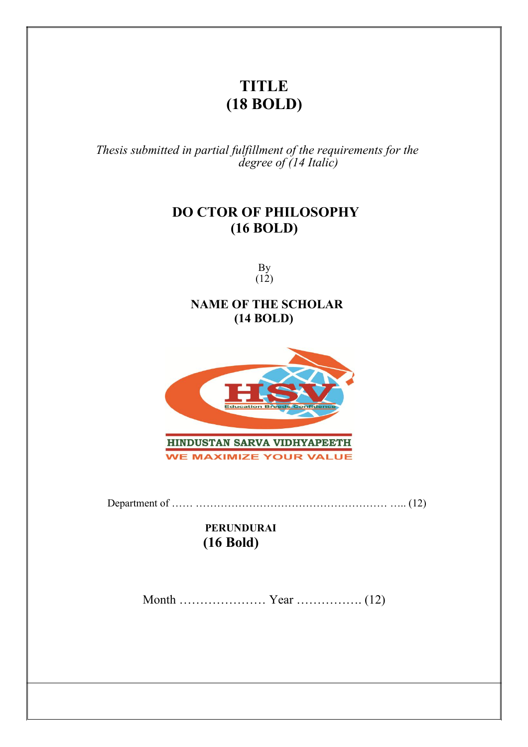# TITLE
# (18 BOLD)

*Thesis submitted in partial fulfillment of the requirements for the degree of (14 Italic)*

## DO CTOR OF PHILOSOPHY
## (16 BOLD)

By
(12)

**NAME OF THE SCHOLAR**
**(14 BOLD)**

HINDUSTAN SARVA VIDHYAPEETH

WE MAXIMIZE YOUR VALUE

Department of …… ……………………………………………… ….. (12)

**PERUNDURAI**
**(16 Bold)**

Month ………………… Year ……………. (12)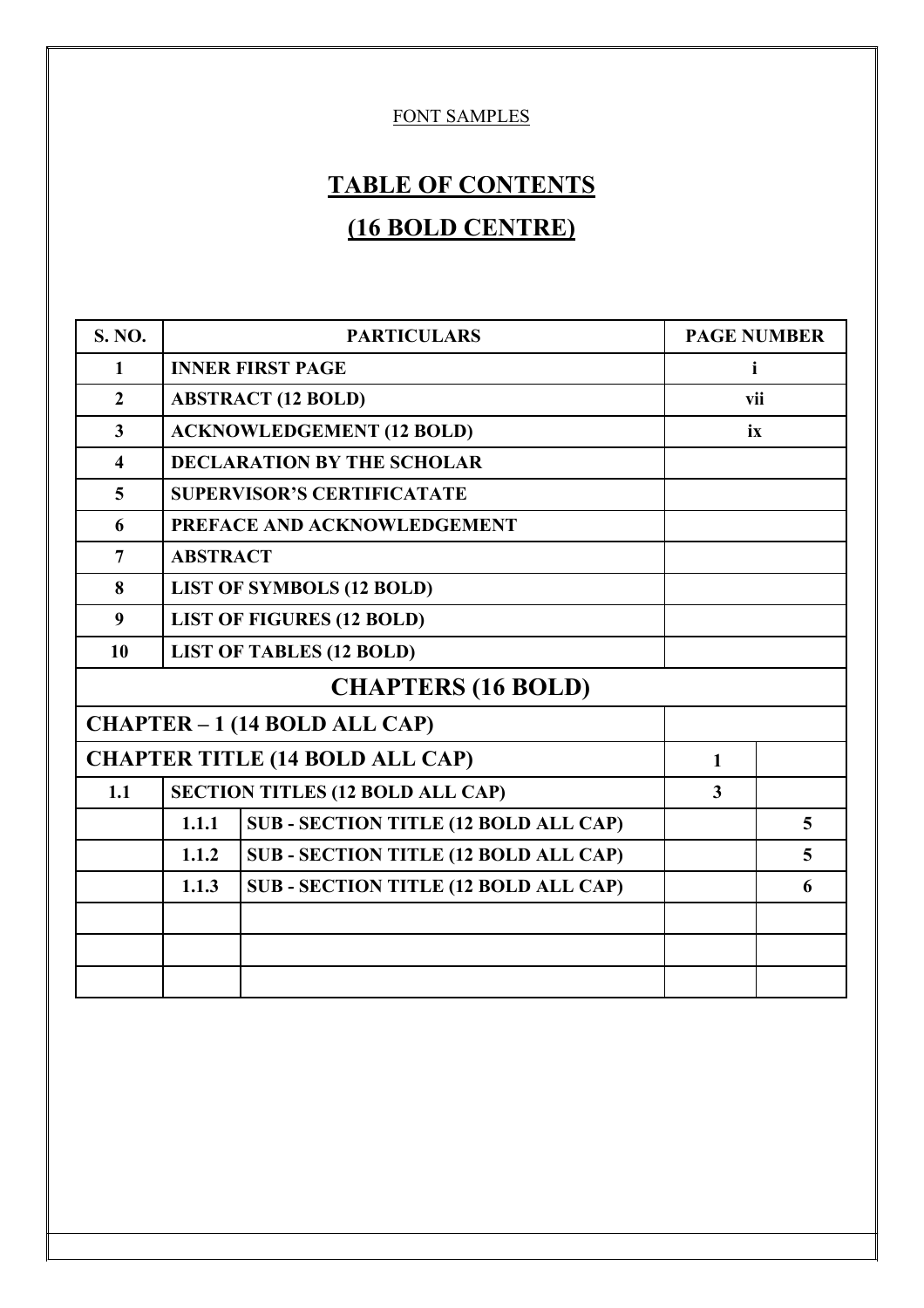FONT SAMPLES

# TABLE OF CONTENTS
# (16 BOLD CENTRE)

| S. NO. | PARTICULARS | | PAGE NUMBER | |
|---|---|---|---|---|
| 1 | INNER FIRST PAGE | | i | |
| 2 | ABSTRACT (12 BOLD) | | vii | |
| 3 | ACKNOWLEDGEMENT (12 BOLD) | | ix | |
| 4 | DECLARATION BY THE SCHOLAR | | | |
| 5 | SUPERVISOR'S CERTIFICATATE | | | |
| 6 | PREFACE AND ACKNOWLEDGEMENT | | | |
| 7 | ABSTRACT | | | |
| 8 | LIST OF SYMBOLS (12 BOLD) | | | |
| 9 | LIST OF FIGURES (12 BOLD) | | | |
| 10 | LIST OF TABLES (12 BOLD) | | | |
| **CHAPTERS (16 BOLD)** | | | | |
| **CHAPTER – 1 (14 BOLD ALL CAP)** | | | | |
| **CHAPTER TITLE (14 BOLD ALL CAP)** | | | 1 | |
| 1.1 | SECTION TITLES (12 BOLD ALL CAP) | | 3 | |
| | 1.1.1 | SUB - SECTION TITLE (12 BOLD ALL CAP) | | 5 |
| | 1.1.2 | SUB - SECTION TITLE (12 BOLD ALL CAP) | | 5 |
| | 1.1.3 | SUB - SECTION TITLE (12 BOLD ALL CAP) | | 6 |
| | | | | |
| | | | | |
| | | | | |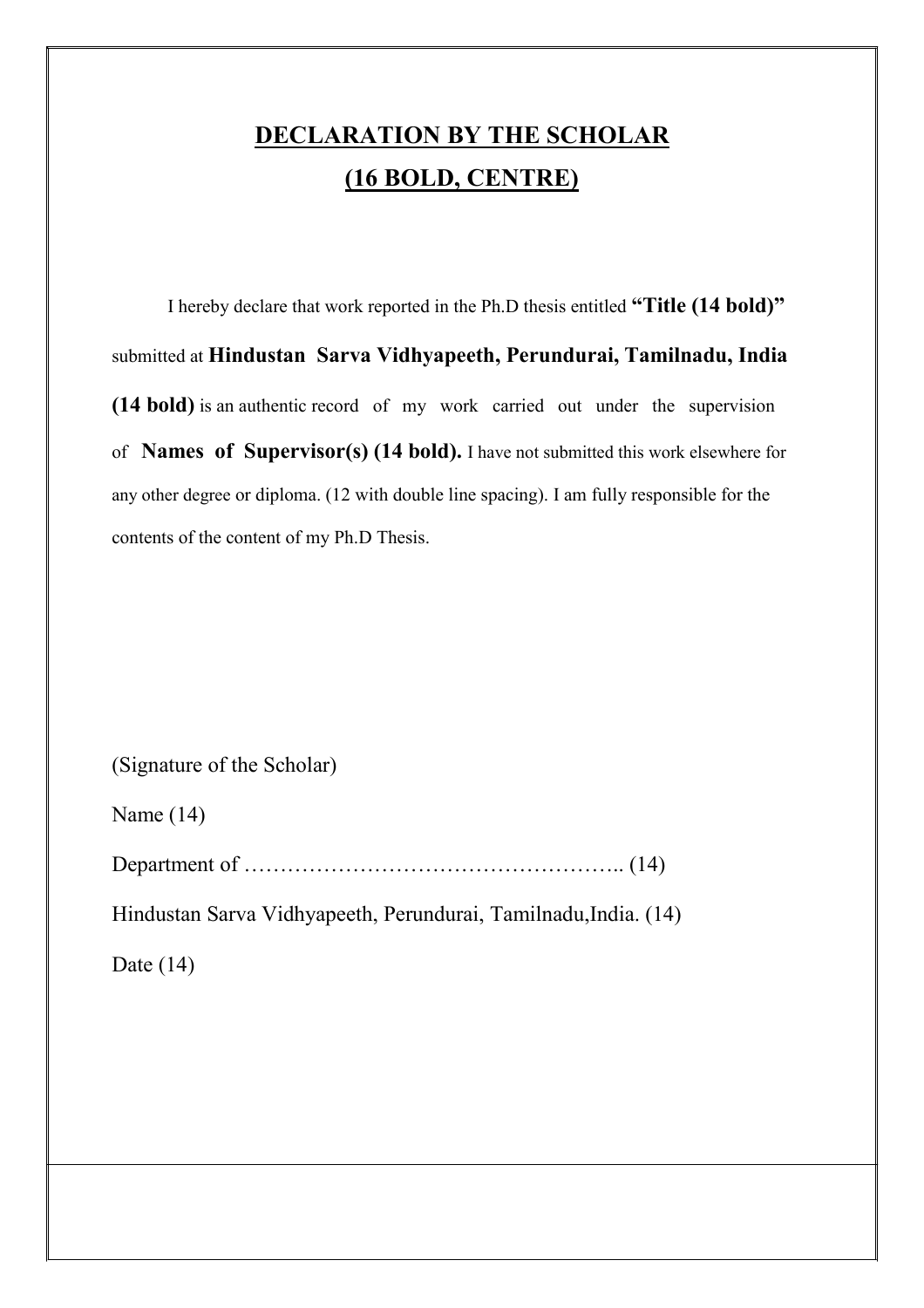# DECLARATION BY THE SCHOLAR
# (16 BOLD, CENTRE)

I hereby declare that work reported in the Ph.D thesis entitled **"Title (14 bold)"** submitted at **Hindustan Sarva Vidhyapeeth, Perundurai, Tamilnadu, India (14 bold)** is an authentic record of my work carried out under the supervision of **Names of Supervisor(s) (14 bold).** I have not submitted this work elsewhere for any other degree or diploma. (12 with double line spacing). I am fully responsible for the contents of the content of my Ph.D Thesis.

(Signature of the Scholar)

Name (14)

Department of …………………………………………….. (14)

Hindustan Sarva Vidhyapeeth, Perundurai, Tamilnadu,India. (14)

Date (14)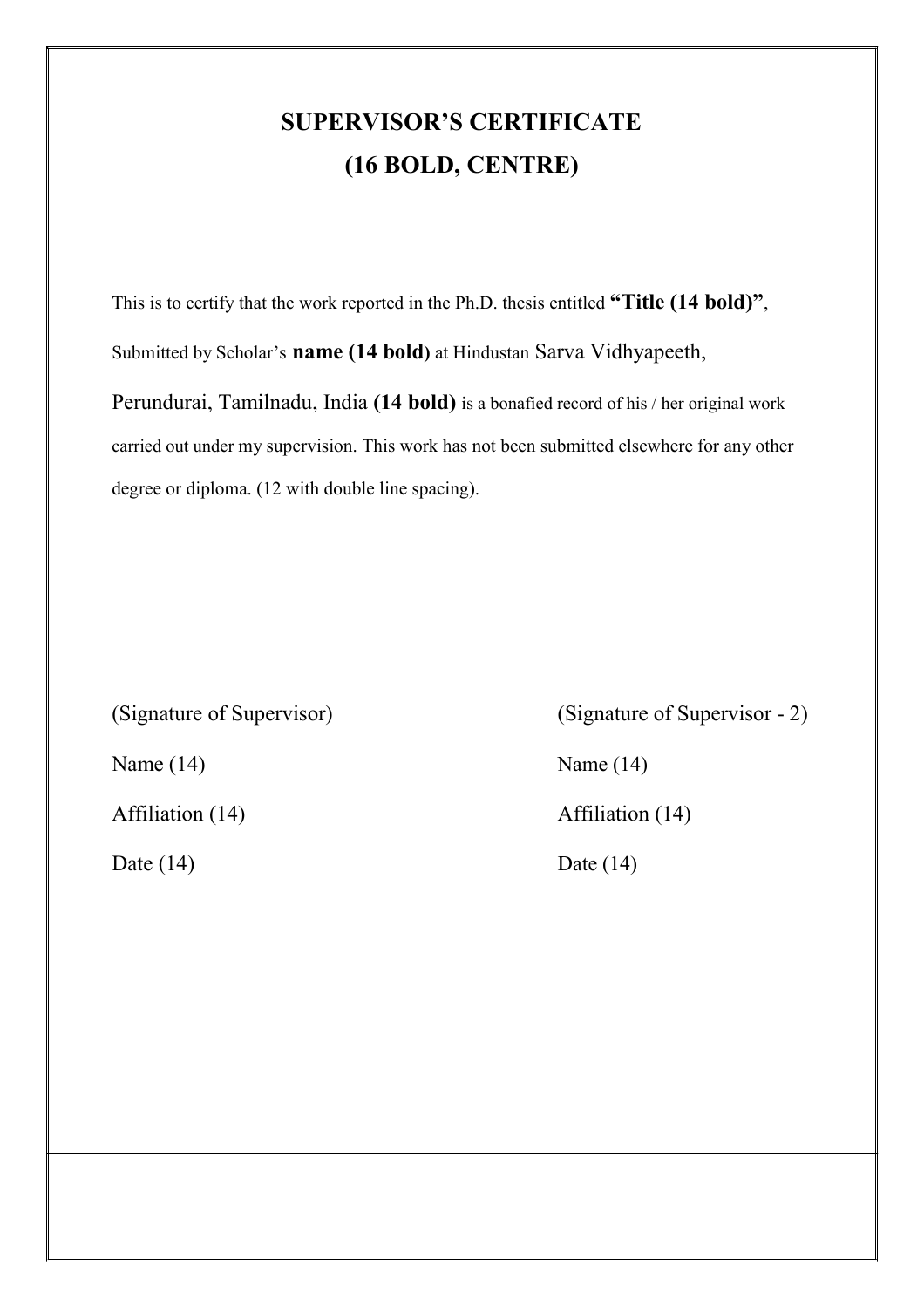# SUPERVISOR'S CERTIFICATE
# (16 BOLD, CENTRE)

This is to certify that the work reported in the Ph.D. thesis entitled **"Title (14 bold)"**, Submitted by Scholar's **name (14 bold)** at Hindustan Sarva Vidhyapeeth, Perundurai, Tamilnadu, India **(14 bold)** is a bonafied record of his / her original work carried out under my supervision. This work has not been submitted elsewhere for any other degree or diploma. (12 with double line spacing).

| (Signature of Supervisor) | (Signature of Supervisor - 2) |
|---|---|
| Name (14) | Name (14) |
| Affiliation (14) | Affiliation (14) |
| Date (14) | Date (14) |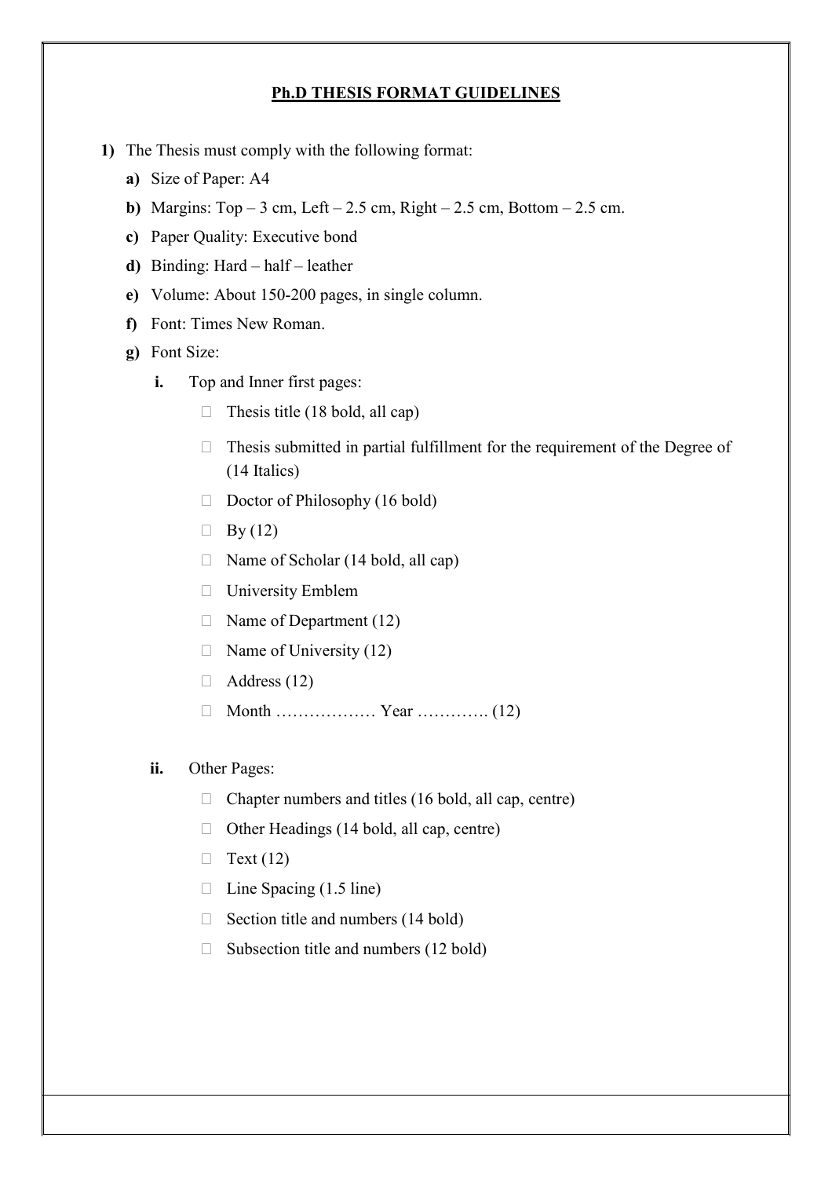**Ph.D THESIS FORMAT GUIDELINES**

1) The Thesis must comply with the following format:

   a) Size of Paper: A4

   b) Margins: Top – 3 cm, Left – 2.5 cm, Right – 2.5 cm, Bottom – 2.5 cm.

   c) Paper Quality: Executive bond

   d) Binding: Hard – half – leather

   e) Volume: About 150-200 pages, in single column.

   f) Font: Times New Roman.

   g) Font Size:

      i. Top and Inner first pages:

         - Thesis title (18 bold, all cap)
         - Thesis submitted in partial fulfillment for the requirement of the Degree of (14 Italics)
         - Doctor of Philosophy (16 bold)
         - By (12)
         - Name of Scholar (14 bold, all cap)
         - University Emblem
         - Name of Department (12)
         - Name of University (12)
         - Address (12)
         - Month ……………… Year …………. (12)

      ii. Other Pages:

         - Chapter numbers and titles (16 bold, all cap, centre)
         - Other Headings (14 bold, all cap, centre)
         - Text (12)
         - Line Spacing (1.5 line)
         - Section title and numbers (14 bold)
         - Subsection title and numbers (12 bold)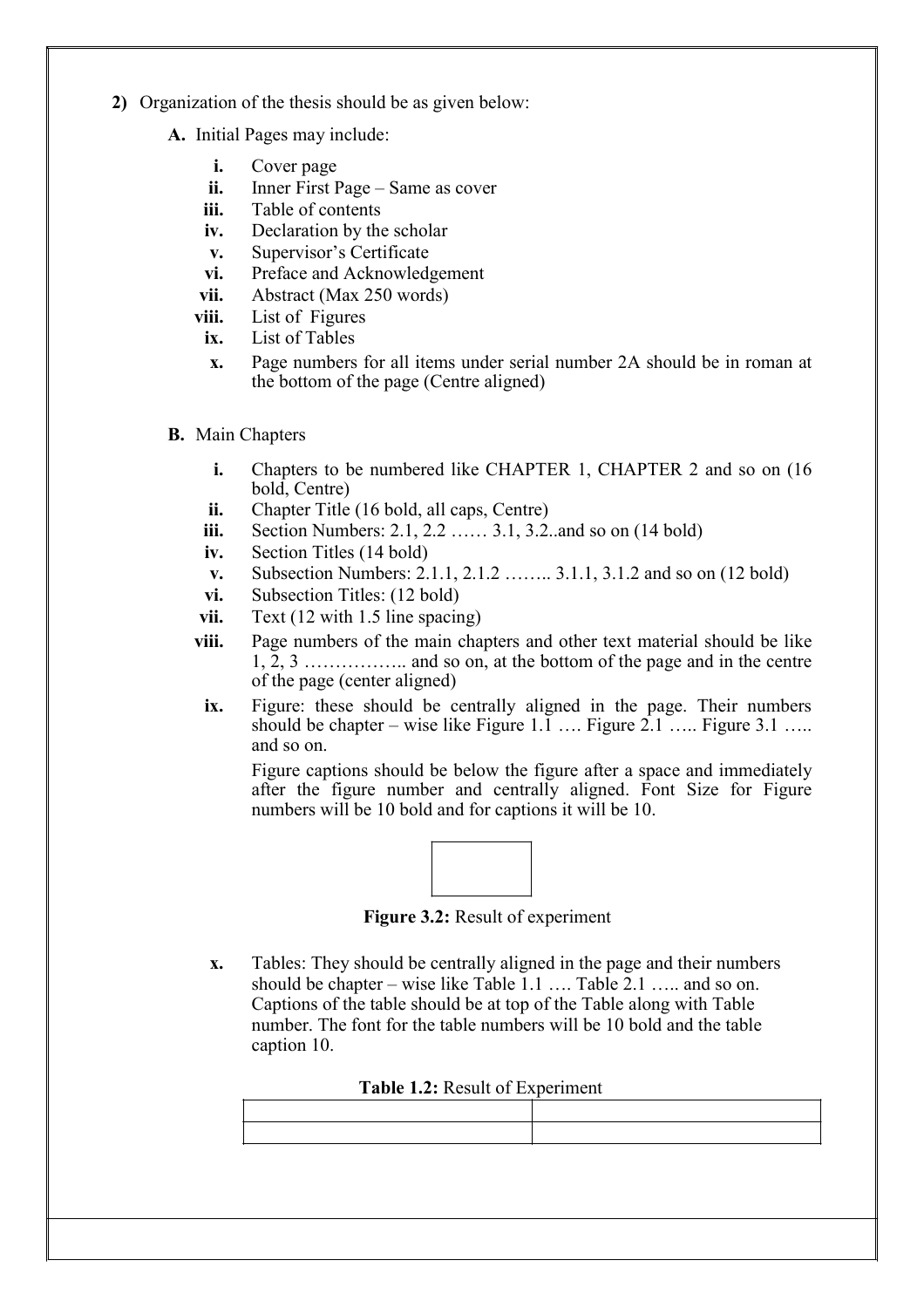**2)** Organization of the thesis should be as given below:

**A.** Initial Pages may include:

- **i.** Cover page
- **ii.** Inner First Page – Same as cover
- **iii.** Table of contents
- **iv.** Declaration by the scholar
- **v.** Supervisor's Certificate
- **vi.** Preface and Acknowledgement
- **vii.** Abstract (Max 250 words)
- **viii.** List of Figures
- **ix.** List of Tables
- **x.** Page numbers for all items under serial number 2A should be in roman at the bottom of the page (Centre aligned)

**B.** Main Chapters

- **i.** Chapters to be numbered like CHAPTER 1, CHAPTER 2 and so on (16 bold, Centre)
- **ii.** Chapter Title (16 bold, all caps, Centre)
- **iii.** Section Numbers: 2.1, 2.2 …… 3.1, 3.2..and so on (14 bold)
- **iv.** Section Titles (14 bold)
- **v.** Subsection Numbers: 2.1.1, 2.1.2 …….. 3.1.1, 3.1.2 and so on (12 bold)
- **vi.** Subsection Titles: (12 bold)
- **vii.** Text (12 with 1.5 line spacing)
- **viii.** Page numbers of the main chapters and other text material should be like 1, 2, 3 …………….. and so on, at the bottom of the page and in the centre of the page (center aligned)
- **ix.** Figure: these should be centrally aligned in the page. Their numbers should be chapter – wise like Figure 1.1 …. Figure 2.1 ….. Figure 3.1 ….. and so on.

  Figure captions should be below the figure after a space and immediately after the figure number and centrally aligned. Font Size for Figure numbers will be 10 bold and for captions it will be 10.

  **Figure 3.2:** Result of experiment

- **x.** Tables: They should be centrally aligned in the page and their numbers should be chapter – wise like Table 1.1 …. Table 2.1 ….. and so on. Captions of the table should be at top of the Table along with Table number. The font for the table numbers will be 10 bold and the table caption 10.

  **Table 1.2:** Result of Experiment

  | | |
  |---|---|
  | | |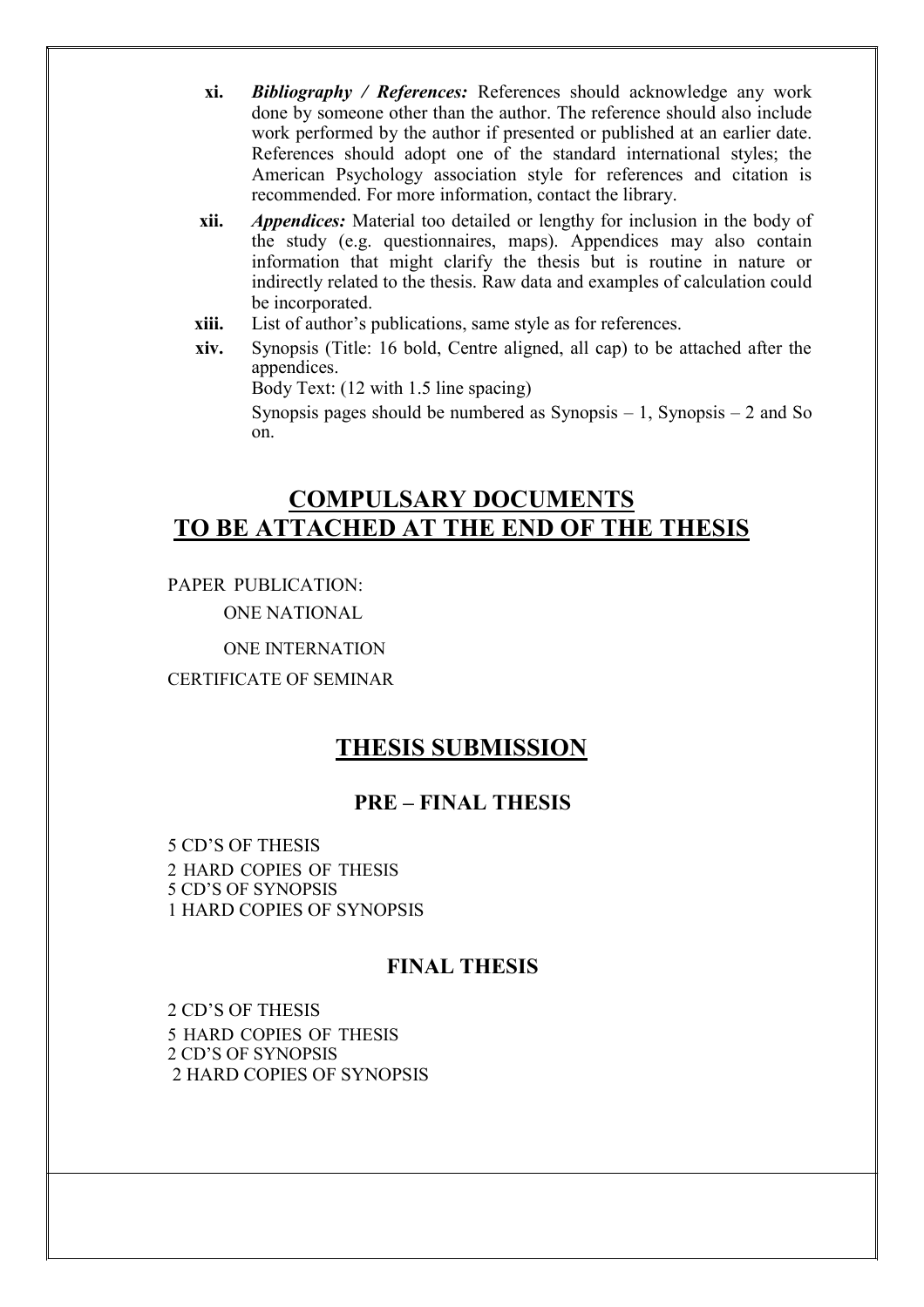xi. ***Bibliography / References:*** References should acknowledge any work done by someone other than the author. The reference should also include work performed by the author if presented or published at an earlier date. References should adopt one of the standard international styles; the American Psychology association style for references and citation is recommended. For more information, contact the library.

xii. ***Appendices:*** Material too detailed or lengthy for inclusion in the body of the study (e.g. questionnaires, maps). Appendices may also contain information that might clarify the thesis but is routine in nature or indirectly related to the thesis. Raw data and examples of calculation could be incorporated.

xiii. List of author's publications, same style as for references.

xiv. Synopsis (Title: 16 bold, Centre aligned, all cap) to be attached after the appendices.
Body Text: (12 with 1.5 line spacing)
Synopsis pages should be numbered as Synopsis – 1, Synopsis – 2 and So on.

## COMPULSARY DOCUMENTS TO BE ATTACHED AT THE END OF THE THESIS

PAPER PUBLICATION:

ONE NATIONAL

ONE INTERNATION

CERTIFICATE OF SEMINAR

## THESIS SUBMISSION

### PRE – FINAL THESIS

5 CD'S OF THESIS
2 HARD COPIES OF THESIS
5 CD'S OF SYNOPSIS
1 HARD COPIES OF SYNOPSIS

### FINAL THESIS

2 CD'S OF THESIS
5 HARD COPIES OF THESIS
2 CD'S OF SYNOPSIS
2 HARD COPIES OF SYNOPSIS